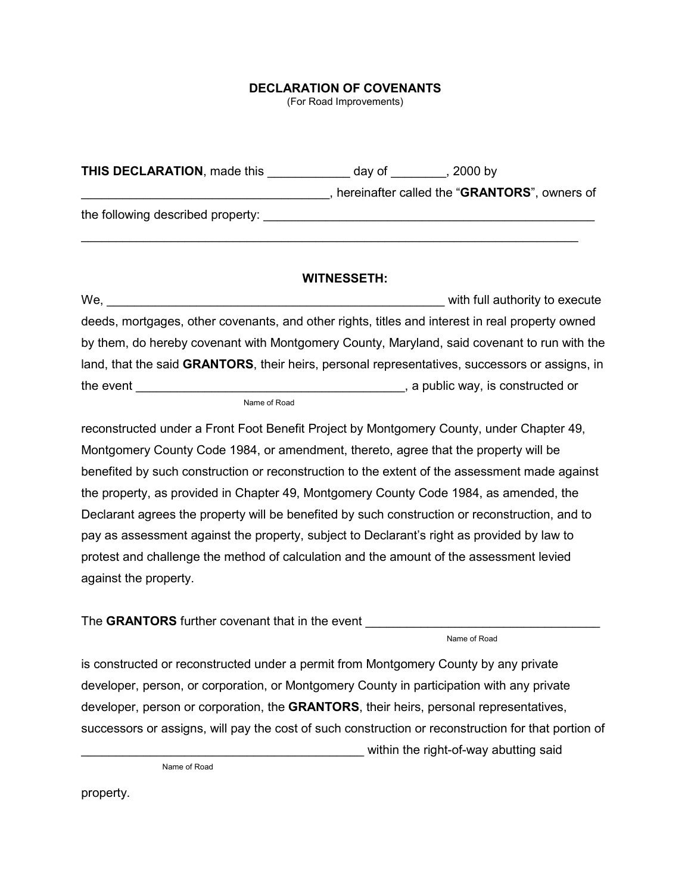**DECLARATION OF COVENANTS**
(For Road Improvements)

**THIS DECLARATION**, made this ____________ day of ________, 2000 by ___________________________________, hereinafter called the "**GRANTORS**", owners of the following described property: ________________________________________________ ________________________________________________________________________

**WITNESSETH:**

We, ________________________________________________ with full authority to execute deeds, mortgages, other covenants, and other rights, titles and interest in real property owned by them, do hereby covenant with Montgomery County, Maryland, said covenant to run with the land, that the said **GRANTORS**, their heirs, personal representatives, successors or assigns, in the event ______________________________________, a public way, is constructed or
Name of Road

reconstructed under a Front Foot Benefit Project by Montgomery County, under Chapter 49, Montgomery County Code 1984, or amendment, thereto, agree that the property will be benefited by such construction or reconstruction to the extent of the assessment made against the property, as provided in Chapter 49, Montgomery County Code 1984, as amended, the Declarant agrees the property will be benefited by such construction or reconstruction, and to pay as assessment against the property, subject to Declarant's right as provided by law to protest and challenge the method of calculation and the amount of the assessment levied against the property.

The **GRANTORS** further covenant that in the event _________________________________
Name of Road

is constructed or reconstructed under a permit from Montgomery County by any private developer, person, or corporation, or Montgomery County in participation with any private developer, person or corporation, the **GRANTORS**, their heirs, personal representatives, successors or assigns, will pay the cost of such construction or reconstruction for that portion of ________________________________________ within the right-of-way abutting said
Name of Road

property.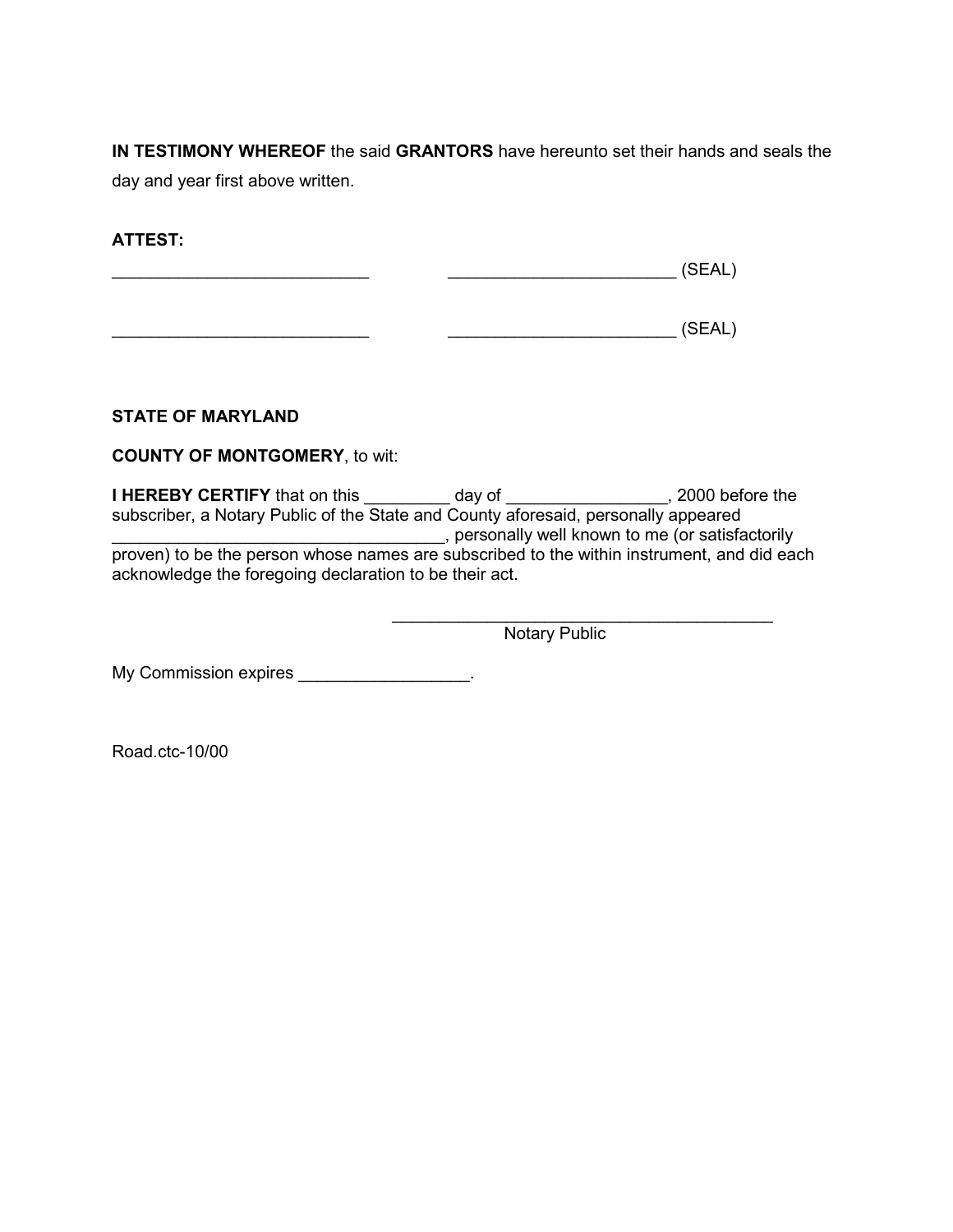**IN TESTIMONY WHEREOF** the said **GRANTORS** have hereunto set their hands and seals the day and year first above written.

**ATTEST:**

___________________________ ________________________ (SEAL)

___________________________ ________________________ (SEAL)

**STATE OF MARYLAND**

**COUNTY OF MONTGOMERY**, to wit:

**I HEREBY CERTIFY** that on this _________ day of _________________, 2000 before the subscriber, a Notary Public of the State and County aforesaid, personally appeared ___________________________________, personally well known to me (or satisfactorily proven) to be the person whose names are subscribed to the within instrument, and did each acknowledge the foregoing declaration to be their act.

__________________________________________
Notary Public

My Commission expires __________________.

Road.ctc-10/00